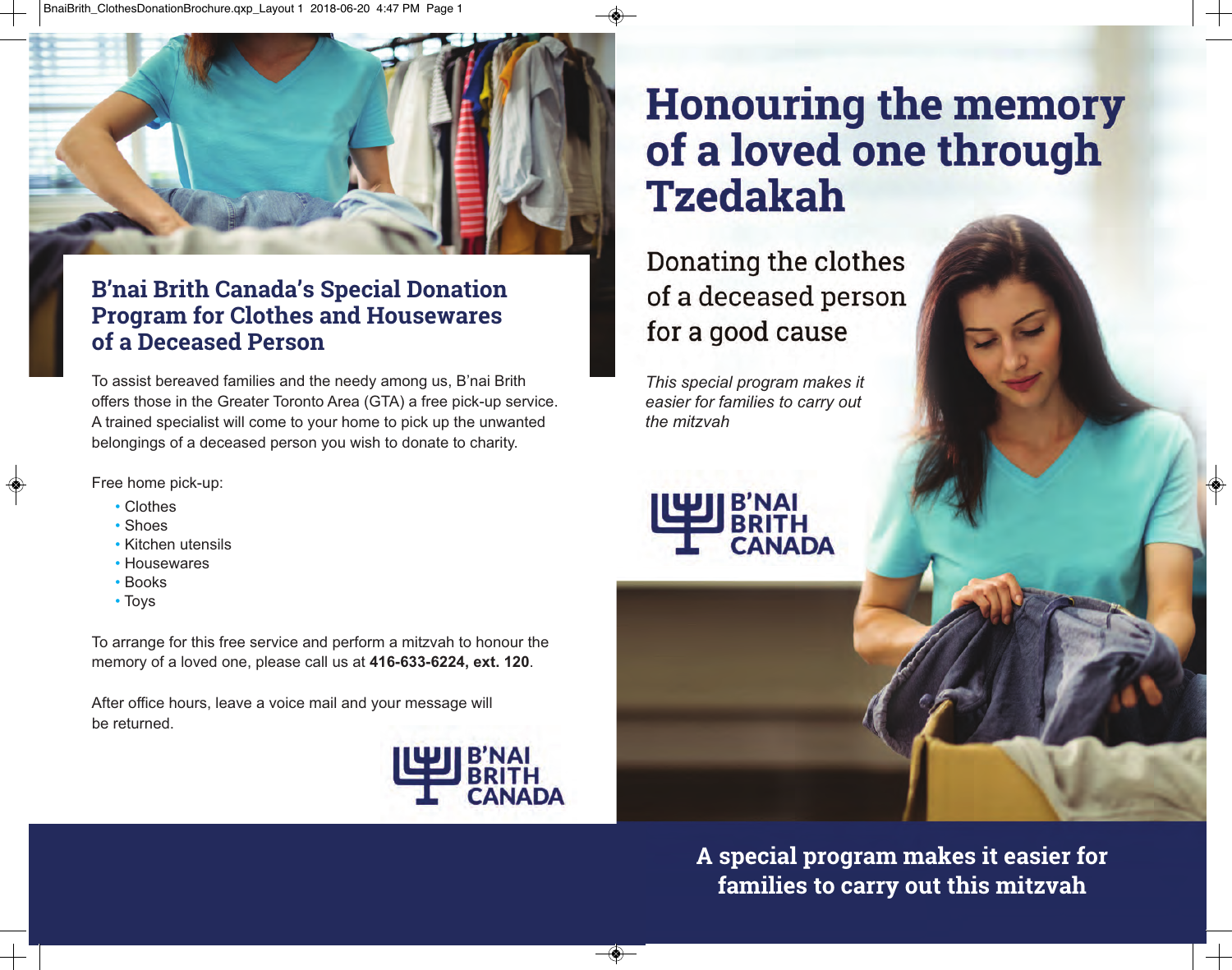## B'nai Brith Canada's Special Donation Program for Clothes and Housewares of a Deceased Person

To assist bereaved families and the needy among us, B'nai Brith offers those in the Greater Toronto Area (GTA) a free pick-up service. A trained specialist will come to your home to pick up the unwanted belongings of a deceased person you wish to donate to charity.

Free home pick-up:

- Clothes
- Shoes
- Kitchen utensils
- Housewares
- Books
- Toys

To arrange for this free service and perform a mitzvah to honour the memory of a loved one, please call us at **416-633-6224, ext. 120**.

After office hours, leave a voice mail and your message will be returned.

B'NAI BRITH CANADA

# Honouring the memory of a loved one through Tzedakah

### Donating the clothes of a deceased person for a good cause

*This special program makes it easier for families to carry out the mitzvah*

B'NAI BRITH CANADA

**A special program makes it easier for families to carry out this mitzvah**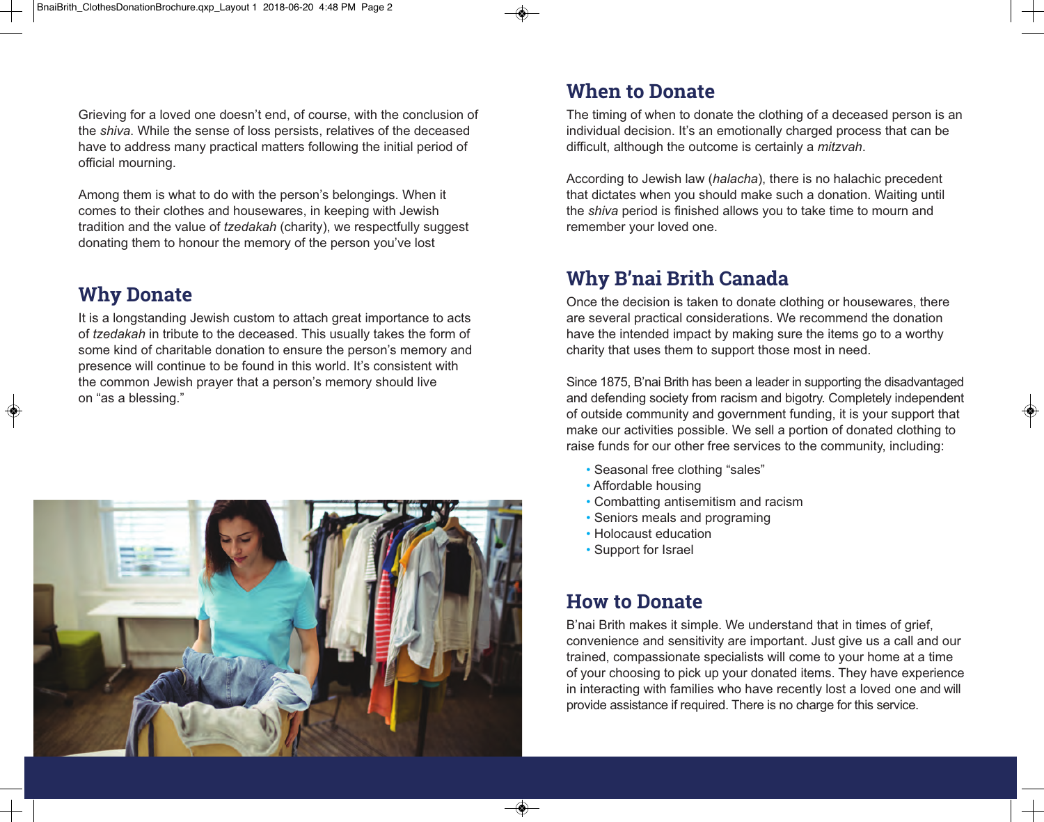Grieving for a loved one doesn't end, of course, with the conclusion of the *shiva*. While the sense of loss persists, relatives of the deceased have to address many practical matters following the initial period of official mourning.

Among them is what to do with the person's belongings. When it comes to their clothes and housewares, in keeping with Jewish tradition and the value of *tzedakah* (charity), we respectfully suggest donating them to honour the memory of the person you've lost

## Why Donate

It is a longstanding Jewish custom to attach great importance to acts of *tzedakah* in tribute to the deceased. This usually takes the form of some kind of charitable donation to ensure the person's memory and presence will continue to be found in this world. It's consistent with the common Jewish prayer that a person's memory should live on "as a blessing."

## When to Donate

The timing of when to donate the clothing of a deceased person is an individual decision. It's an emotionally charged process that can be difficult, although the outcome is certainly a *mitzvah*.

According to Jewish law (*halacha*), there is no halachic precedent that dictates when you should make such a donation. Waiting until the *shiva* period is finished allows you to take time to mourn and remember your loved one.

## Why B'nai Brith Canada

Once the decision is taken to donate clothing or housewares, there are several practical considerations. We recommend the donation have the intended impact by making sure the items go to a worthy charity that uses them to support those most in need.

Since 1875, B'nai Brith has been a leader in supporting the disadvantaged and defending society from racism and bigotry. Completely independent of outside community and government funding, it is your support that make our activities possible. We sell a portion of donated clothing to raise funds for our other free services to the community, including:

- Seasonal free clothing "sales"
- Affordable housing
- Combatting antisemitism and racism
- Seniors meals and programing
- Holocaust education
- Support for Israel

## How to Donate

B'nai Brith makes it simple. We understand that in times of grief, convenience and sensitivity are important. Just give us a call and our trained, compassionate specialists will come to your home at a time of your choosing to pick up your donated items. They have experience in interacting with families who have recently lost a loved one and will provide assistance if required. There is no charge for this service.